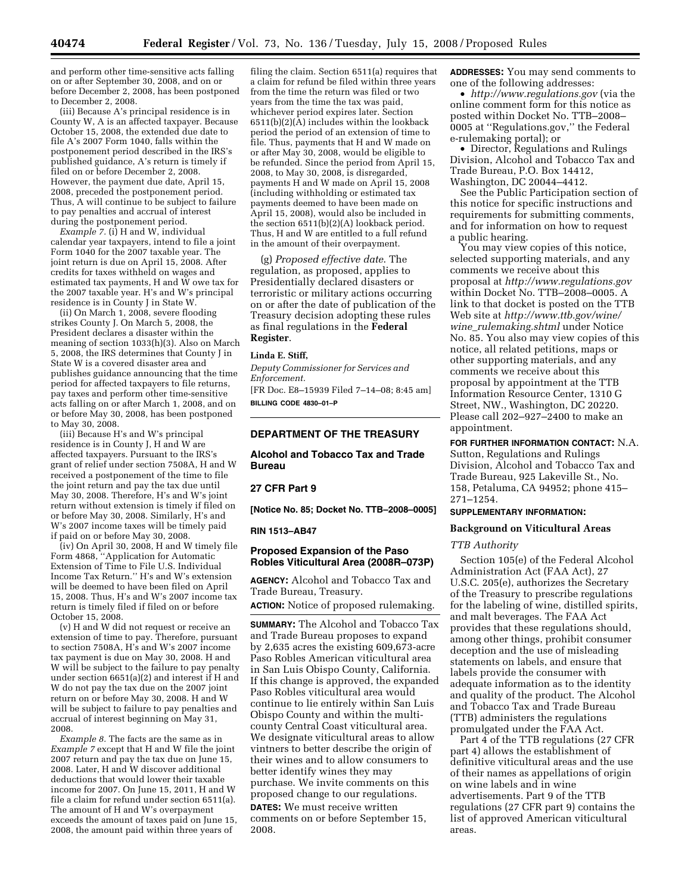and perform other time-sensitive acts falling on or after September 30, 2008, and on or before December 2, 2008, has been postponed to December 2, 2008.

(iii) Because A's principal residence is in County W, A is an affected taxpayer. Because October 15, 2008, the extended due date to file A's 2007 Form 1040, falls within the postponement period described in the IRS's published guidance, A's return is timely if filed on or before December 2, 2008. However, the payment due date, April 15, 2008, preceded the postponement period. Thus, A will continue to be subject to failure to pay penalties and accrual of interest during the postponement period.

*Example 7.* (i) H and W, individual calendar year taxpayers, intend to file a joint Form 1040 for the 2007 taxable year. The joint return is due on April 15, 2008. After credits for taxes withheld on wages and estimated tax payments, H and W owe tax for the 2007 taxable year. H's and W's principal residence is in County J in State W.

(ii) On March 1, 2008, severe flooding strikes County J. On March 5, 2008, the President declares a disaster within the meaning of section 1033(h)(3). Also on March 5, 2008, the IRS determines that County J in State W is a covered disaster area and publishes guidance announcing that the time period for affected taxpayers to file returns, pay taxes and perform other time-sensitive acts falling on or after March 1, 2008, and on or before May 30, 2008, has been postponed to May 30, 2008.

(iii) Because H's and W's principal residence is in County J, H and W are affected taxpayers. Pursuant to the IRS's grant of relief under section 7508A, H and W received a postponement of the time to file the joint return and pay the tax due until May 30, 2008. Therefore, H's and W's joint return without extension is timely if filed on or before May 30, 2008. Similarly, H's and W's 2007 income taxes will be timely paid if paid on or before May 30, 2008.

(iv) On April 30, 2008, H and W timely file Form 4868, "Application for Automatic Extension of Time to File U.S. Individual Income Tax Return." H's and W's extension will be deemed to have been filed on April 15, 2008. Thus, H's and W's 2007 income tax return is timely filed if filed on or before October 15, 2008.

(v) H and W did not request or receive an extension of time to pay. Therefore, pursuant to section 7508A, H's and W's 2007 income tax payment is due on May 30, 2008. H and W will be subject to the failure to pay penalty under section 6651(a)(2) and interest if H and W do not pay the tax due on the 2007 joint return on or before May 30, 2008. H and W will be subject to failure to pay penalties and accrual of interest beginning on May 31, 2008.

*Example 8.* The facts are the same as in *Example 7* except that H and W file the joint 2007 return and pay the tax due on June 15, 2008. Later, H and W discover additional deductions that would lower their taxable income for 2007. On June 15, 2011, H and W file a claim for refund under section 6511(a). The amount of H and W's overpayment exceeds the amount of taxes paid on June 15, 2008, the amount paid within three years of filing the claim. Section 6511(a) requires that a claim for refund be filed within three years from the time the return was filed or two years from the time the tax was paid, whichever period expires later. Section 6511(b)(2)(A) includes within the lookback period the period of an extension of time to file. Thus, payments that H and W made on or after May 30, 2008, would be eligible to be refunded. Since the period from April 15, 2008, to May 30, 2008, is disregarded, payments H and W made on April 15, 2008 (including withholding or estimated tax payments deemed to have been made on April 15, 2008), would also be included in the section 6511(b)(2)(A) lookback period. Thus, H and W are entitled to a full refund in the amount of their overpayment.

(g) *Proposed effective date.* The regulation, as proposed, applies to Presidentially declared disasters or terroristic or military actions occurring on or after the date of publication of the Treasury decision adopting these rules as final regulations in the **Federal Register**.

**Linda E. Stiff,**

*Deputy Commissioner for Services and Enforcement.*

[FR Doc. E8–15939 Filed 7–14–08; 8:45 am]

**BILLING CODE 4830–01–P**

## DEPARTMENT OF THE TREASURY

### Alcohol and Tobacco Tax and Trade Bureau

### 27 CFR Part 9

**[Notice No. 85; Docket No. TTB–2008–0005]**

**RIN 1513–AB47**

## Proposed Expansion of the Paso Robles Viticultural Area (2008R–073P)

**AGENCY:** Alcohol and Tobacco Tax and Trade Bureau, Treasury.

**ACTION:** Notice of proposed rulemaking.

**SUMMARY:** The Alcohol and Tobacco Tax and Trade Bureau proposes to expand by 2,635 acres the existing 609,673-acre Paso Robles American viticultural area in San Luis Obispo County, California. If this change is approved, the expanded Paso Robles viticultural area would continue to lie entirely within San Luis Obispo County and within the multi-county Central Coast viticultural area. We designate viticultural areas to allow vintners to better describe the origin of their wines and to allow consumers to better identify wines they may purchase. We invite comments on this proposed change to our regulations.

**DATES:** We must receive written comments on or before September 15, 2008.

**ADDRESSES:** You may send comments to one of the following addresses:

- *http://www.regulations.gov* (via the online comment form for this notice as posted within Docket No. TTB–2008–0005 at "Regulations.gov," the Federal e-rulemaking portal); or
- Director, Regulations and Rulings Division, Alcohol and Tobacco Tax and Trade Bureau, P.O. Box 14412, Washington, DC 20044–4412.

See the Public Participation section of this notice for specific instructions and requirements for submitting comments, and for information on how to request a public hearing.

You may view copies of this notice, selected supporting materials, and any comments we receive about this proposal at *http://www.regulations.gov* within Docket No. TTB–2008–0005. A link to that docket is posted on the TTB Web site at *http://www.ttb.gov/wine/wine_rulemaking.shtml* under Notice No. 85. You also may view copies of this notice, all related petitions, maps or other supporting materials, and any comments we receive about this proposal by appointment at the TTB Information Resource Center, 1310 G Street, NW., Washington, DC 20220. Please call 202–927–2400 to make an appointment.

**FOR FURTHER INFORMATION CONTACT:** N.A. Sutton, Regulations and Rulings Division, Alcohol and Tobacco Tax and Trade Bureau, 925 Lakeville St., No. 158, Petaluma, CA 94952; phone 415–271–1254.

**SUPPLEMENTARY INFORMATION:**

### Background on Viticultural Areas

#### *TTB Authority*

Section 105(e) of the Federal Alcohol Administration Act (FAA Act), 27 U.S.C. 205(e), authorizes the Secretary of the Treasury to prescribe regulations for the labeling of wine, distilled spirits, and malt beverages. The FAA Act provides that these regulations should, among other things, prohibit consumer deception and the use of misleading statements on labels, and ensure that labels provide the consumer with adequate information as to the identity and quality of the product. The Alcohol and Tobacco Tax and Trade Bureau (TTB) administers the regulations promulgated under the FAA Act.

Part 4 of the TTB regulations (27 CFR part 4) allows the establishment of definitive viticultural areas and the use of their names as appellations of origin on wine labels and in wine advertisements. Part 9 of the TTB regulations (27 CFR part 9) contains the list of approved American viticultural areas.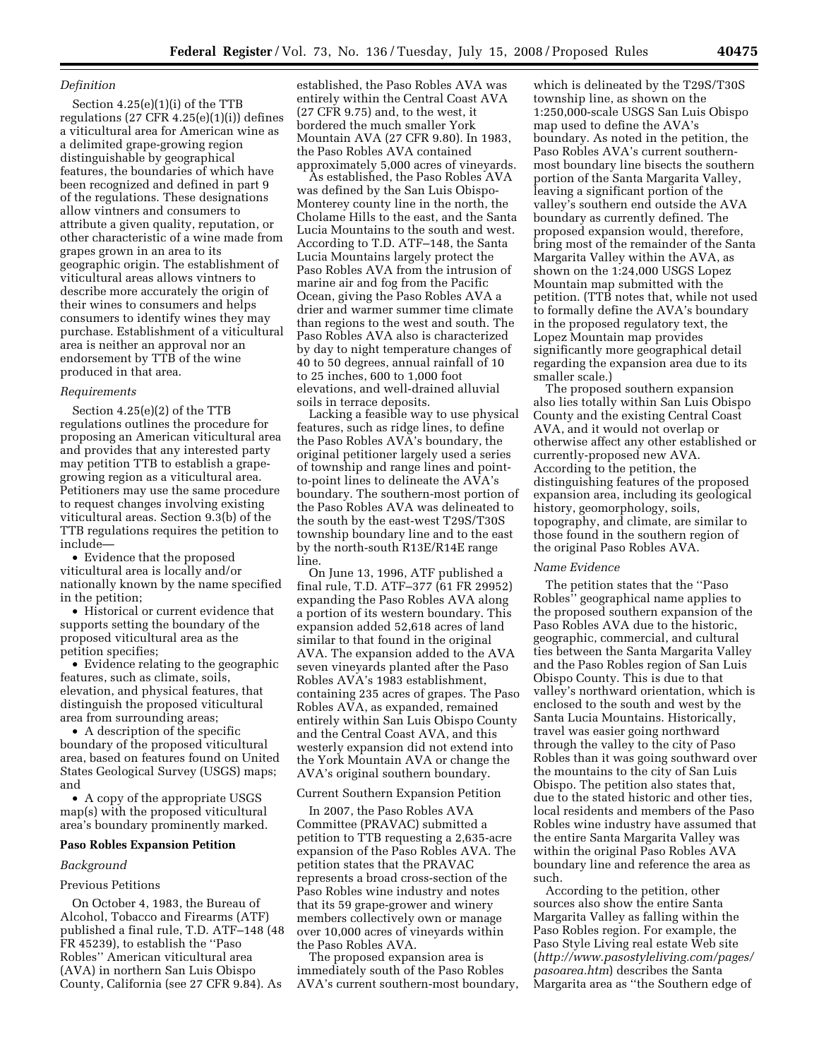*Definition*

Section 4.25(e)(1)(i) of the TTB regulations (27 CFR 4.25(e)(1)(i)) defines a viticultural area for American wine as a delimited grape-growing region distinguishable by geographical features, the boundaries of which have been recognized and defined in part 9 of the regulations. These designations allow vintners and consumers to attribute a given quality, reputation, or other characteristic of a wine made from grapes grown in an area to its geographic origin. The establishment of viticultural areas allows vintners to describe more accurately the origin of their wines to consumers and helps consumers to identify wines they may purchase. Establishment of a viticultural area is neither an approval nor an endorsement by TTB of the wine produced in that area.

*Requirements*

Section 4.25(e)(2) of the TTB regulations outlines the procedure for proposing an American viticultural area and provides that any interested party may petition TTB to establish a grape-growing region as a viticultural area. Petitioners may use the same procedure to request changes involving existing viticultural areas. Section 9.3(b) of the TTB regulations requires the petition to include—

- Evidence that the proposed viticultural area is locally and/or nationally known by the name specified in the petition;
- Historical or current evidence that supports setting the boundary of the proposed viticultural area as the petition specifies;
- Evidence relating to the geographic features, such as climate, soils, elevation, and physical features, that distinguish the proposed viticultural area from surrounding areas;
- A description of the specific boundary of the proposed viticultural area, based on features found on United States Geological Survey (USGS) maps; and
- A copy of the appropriate USGS map(s) with the proposed viticultural area's boundary prominently marked.

**Paso Robles Expansion Petition**

*Background*

Previous Petitions

On October 4, 1983, the Bureau of Alcohol, Tobacco and Firearms (ATF) published a final rule, T.D. ATF–148 (48 FR 45239), to establish the ''Paso Robles'' American viticultural area (AVA) in northern San Luis Obispo County, California (see 27 CFR 9.84). As established, the Paso Robles AVA was entirely within the Central Coast AVA (27 CFR 9.75) and, to the west, it bordered the much smaller York Mountain AVA (27 CFR 9.80). In 1983, the Paso Robles AVA contained approximately 5,000 acres of vineyards.

As established, the Paso Robles AVA was defined by the San Luis Obispo-Monterey county line in the north, the Cholame Hills to the east, and the Santa Lucia Mountains to the south and west. According to T.D. ATF–148, the Santa Lucia Mountains largely protect the Paso Robles AVA from the intrusion of marine air and fog from the Pacific Ocean, giving the Paso Robles AVA a drier and warmer summer time climate than regions to the west and south. The Paso Robles AVA also is characterized by day to night temperature changes of 40 to 50 degrees, annual rainfall of 10 to 25 inches, 600 to 1,000 foot elevations, and well-drained alluvial soils in terrace deposits.

Lacking a feasible way to use physical features, such as ridge lines, to define the Paso Robles AVA's boundary, the original petitioner largely used a series of township and range lines and point-to-point lines to delineate the AVA's boundary. The southern-most portion of the Paso Robles AVA was delineated to the south by the east-west T29S/T30S township boundary line and to the east by the north-south R13E/R14E range line.

On June 13, 1996, ATF published a final rule, T.D. ATF–377 (61 FR 29952) expanding the Paso Robles AVA along a portion of its western boundary. This expansion added 52,618 acres of land similar to that found in the original AVA. The expansion added to the AVA seven vineyards planted after the Paso Robles AVA's 1983 establishment, containing 235 acres of grapes. The Paso Robles AVA, as expanded, remained entirely within San Luis Obispo County and the Central Coast AVA, and this westerly expansion did not extend into the York Mountain AVA or change the AVA's original southern boundary.

Current Southern Expansion Petition

In 2007, the Paso Robles AVA Committee (PRAVAC) submitted a petition to TTB requesting a 2,635-acre expansion of the Paso Robles AVA. The petition states that the PRAVAC represents a broad cross-section of the Paso Robles wine industry and notes that its 59 grape-grower and winery members collectively own or manage over 10,000 acres of vineyards within the Paso Robles AVA.

The proposed expansion area is immediately south of the Paso Robles AVA's current southern-most boundary, which is delineated by the T29S/T30S township line, as shown on the 1:250,000-scale USGS San Luis Obispo map used to define the AVA's boundary. As noted in the petition, the Paso Robles AVA's current southern-most boundary line bisects the southern portion of the Santa Margarita Valley, leaving a significant portion of the valley's southern end outside the AVA boundary as currently defined. The proposed expansion would, therefore, bring most of the remainder of the Santa Margarita Valley within the AVA, as shown on the 1:24,000 USGS Lopez Mountain map submitted with the petition. (TTB notes that, while not used to formally define the AVA's boundary in the proposed regulatory text, the Lopez Mountain map provides significantly more geographical detail regarding the expansion area due to its smaller scale.)

The proposed southern expansion also lies totally within San Luis Obispo County and the existing Central Coast AVA, and it would not overlap or otherwise affect any other established or currently-proposed new AVA. According to the petition, the distinguishing features of the proposed expansion area, including its geological history, geomorphology, soils, topography, and climate, are similar to those found in the southern region of the original Paso Robles AVA.

*Name Evidence*

The petition states that the ''Paso Robles'' geographical name applies to the proposed southern expansion of the Paso Robles AVA due to the historic, geographic, commercial, and cultural ties between the Santa Margarita Valley and the Paso Robles region of San Luis Obispo County. This is due to that valley's northward orientation, which is enclosed to the south and west by the Santa Lucia Mountains. Historically, travel was easier going northward through the valley to the city of Paso Robles than it was going southward over the mountains to the city of San Luis Obispo. The petition also states that, due to the stated historic and other ties, local residents and members of the Paso Robles wine industry have assumed that the entire Santa Margarita Valley was within the original Paso Robles AVA boundary line and reference the area as such.

According to the petition, other sources also show the entire Santa Margarita Valley as falling within the Paso Robles region. For example, the Paso Style Living real estate Web site (*http://www.pasostyleliving.com/pages/pasoarea.htm*) describes the Santa Margarita area as ''the Southern edge of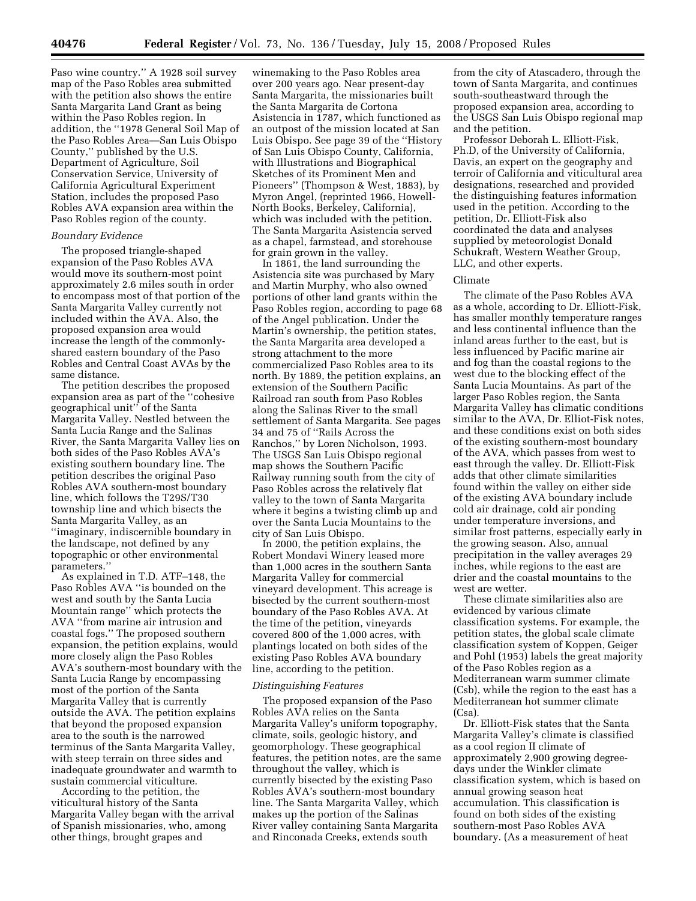Paso wine country.'' A 1928 soil survey map of the Paso Robles area submitted with the petition also shows the entire Santa Margarita Land Grant as being within the Paso Robles region. In addition, the ''1978 General Soil Map of the Paso Robles Area—San Luis Obispo County,'' published by the U.S. Department of Agriculture, Soil Conservation Service, University of California Agricultural Experiment Station, includes the proposed Paso Robles AVA expansion area within the Paso Robles region of the county.

*Boundary Evidence*

The proposed triangle-shaped expansion of the Paso Robles AVA would move its southern-most point approximately 2.6 miles south in order to encompass most of that portion of the Santa Margarita Valley currently not included within the AVA. Also, the proposed expansion area would increase the length of the commonly-shared eastern boundary of the Paso Robles and Central Coast AVAs by the same distance.

The petition describes the proposed expansion area as part of the ''cohesive geographical unit'' of the Santa Margarita Valley. Nestled between the Santa Lucia Range and the Salinas River, the Santa Margarita Valley lies on both sides of the Paso Robles AVA's existing southern boundary line. The petition describes the original Paso Robles AVA southern-most boundary line, which follows the T29S/T30 township line and which bisects the Santa Margarita Valley, as an ''imaginary, indiscernible boundary in the landscape, not defined by any topographic or other environmental parameters.''

As explained in T.D. ATF–148, the Paso Robles AVA ''is bounded on the west and south by the Santa Lucia Mountain range'' which protects the AVA ''from marine air intrusion and coastal fogs.'' The proposed southern expansion, the petition explains, would more closely align the Paso Robles AVA's southern-most boundary with the Santa Lucia Range by encompassing most of the portion of the Santa Margarita Valley that is currently outside the AVA. The petition explains that beyond the proposed expansion area to the south is the narrowed terminus of the Santa Margarita Valley, with steep terrain on three sides and inadequate groundwater and warmth to sustain commercial viticulture.

According to the petition, the viticultural history of the Santa Margarita Valley began with the arrival of Spanish missionaries, who, among other things, brought grapes and winemaking to the Paso Robles area over 200 years ago. Near present-day Santa Margarita, the missionaries built the Santa Margarita de Cortona Asistencia in 1787, which functioned as an outpost of the mission located at San Luis Obispo. See page 39 of the ''History of San Luis Obispo County, California, with Illustrations and Biographical Sketches of its Prominent Men and Pioneers'' (Thompson & West, 1883), by Myron Angel, (reprinted 1966, Howell-North Books, Berkeley, California), which was included with the petition. The Santa Margarita Asistencia served as a chapel, farmstead, and storehouse for grain grown in the valley.

In 1861, the land surrounding the Asistencia site was purchased by Mary and Martin Murphy, who also owned portions of other land grants within the Paso Robles region, according to page 68 of the Angel publication. Under the Martin's ownership, the petition states, the Santa Margarita area developed a strong attachment to the more commercialized Paso Robles area to its north. By 1889, the petition explains, an extension of the Southern Pacific Railroad ran south from Paso Robles along the Salinas River to the small settlement of Santa Margarita. See pages 34 and 75 of ''Rails Across the Ranchos,'' by Loren Nicholson, 1993. The USGS San Luis Obispo regional map shows the Southern Pacific Railway running south from the city of Paso Robles across the relatively flat valley to the town of Santa Margarita where it begins a twisting climb up and over the Santa Lucia Mountains to the city of San Luis Obispo.

In 2000, the petition explains, the Robert Mondavi Winery leased more than 1,000 acres in the southern Santa Margarita Valley for commercial vineyard development. This acreage is bisected by the current southern-most boundary of the Paso Robles AVA. At the time of the petition, vineyards covered 800 of the 1,000 acres, with plantings located on both sides of the existing Paso Robles AVA boundary line, according to the petition.

*Distinguishing Features*

The proposed expansion of the Paso Robles AVA relies on the Santa Margarita Valley's uniform topography, climate, soils, geologic history, and geomorphology. These geographical features, the petition notes, are the same throughout the valley, which is currently bisected by the existing Paso Robles AVA's southern-most boundary line. The Santa Margarita Valley, which makes up the portion of the Salinas River valley containing Santa Margarita and Rinconada Creeks, extends south from the city of Atascadero, through the town of Santa Margarita, and continues south-southeastward through the proposed expansion area, according to the USGS San Luis Obispo regional map and the petition.

Professor Deborah L. Elliott-Fisk, Ph.D, of the University of California, Davis, an expert on the geography and terroir of California and viticultural area designations, researched and provided the distinguishing features information used in the petition. According to the petition, Dr. Elliott-Fisk also coordinated the data and analyses supplied by meteorologist Donald Schukraft, Western Weather Group, LLC, and other experts.

Climate

The climate of the Paso Robles AVA as a whole, according to Dr. Elliott-Fisk, has smaller monthly temperature ranges and less continental influence than the inland areas further to the east, but is less influenced by Pacific marine air and fog than the coastal regions to the west due to the blocking effect of the Santa Lucia Mountains. As part of the larger Paso Robles region, the Santa Margarita Valley has climatic conditions similar to the AVA, Dr. Elliot-Fisk notes, and these conditions exist on both sides of the existing southern-most boundary of the AVA, which passes from west to east through the valley. Dr. Elliott-Fisk adds that other climate similarities found within the valley on either side of the existing AVA boundary include cold air drainage, cold air ponding under temperature inversions, and similar frost patterns, especially early in the growing season. Also, annual precipitation in the valley averages 29 inches, while regions to the east are drier and the coastal mountains to the west are wetter.

These climate similarities also are evidenced by various climate classification systems. For example, the petition states, the global scale climate classification system of Koppen, Geiger and Pohl (1953) labels the great majority of the Paso Robles region as a Mediterranean warm summer climate (Csb), while the region to the east has a Mediterranean hot summer climate (Csa).

Dr. Elliott-Fisk states that the Santa Margarita Valley's climate is classified as a cool region II climate of approximately 2,900 growing degree-days under the Winkler climate classification system, which is based on annual growing season heat accumulation. This classification is found on both sides of the existing southern-most Paso Robles AVA boundary. (As a measurement of heat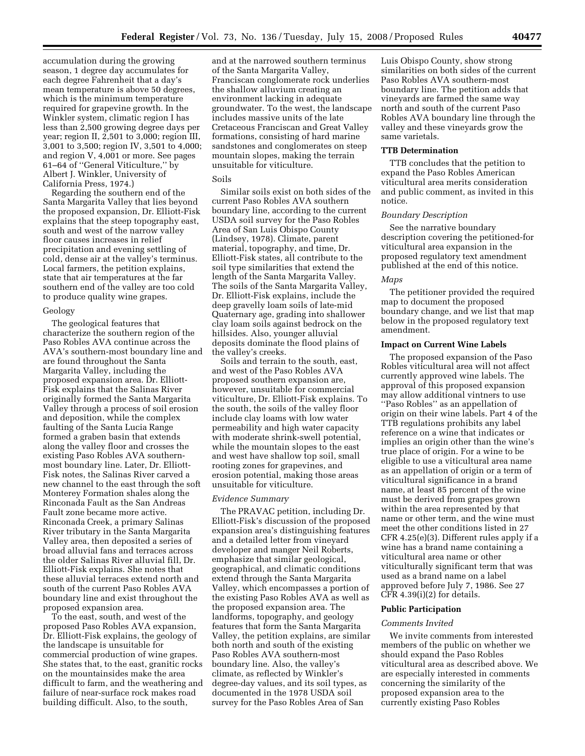accumulation during the growing season, 1 degree day accumulates for each degree Fahrenheit that a day's mean temperature is above 50 degrees, which is the minimum temperature required for grapevine growth. In the Winkler system, climatic region I has less than 2,500 growing degree days per year; region II, 2,501 to 3,000; region III, 3,001 to 3,500; region IV, 3,501 to 4,000; and region V, 4,001 or more. See pages 61–64 of ''General Viticulture,'' by Albert J. Winkler, University of California Press, 1974.)

Regarding the southern end of the Santa Margarita Valley that lies beyond the proposed expansion, Dr. Elliott-Fisk explains that the steep topography east, south and west of the narrow valley floor causes increases in relief precipitation and evening settling of cold, dense air at the valley's terminus. Local farmers, the petition explains, state that air temperatures at the far southern end of the valley are too cold to produce quality wine grapes.

Geology

The geological features that characterize the southern region of the Paso Robles AVA continue across the AVA's southern-most boundary line and are found throughout the Santa Margarita Valley, including the proposed expansion area. Dr. Elliott-Fisk explains that the Salinas River originally formed the Santa Margarita Valley through a process of soil erosion and deposition, while the complex faulting of the Santa Lucia Range formed a graben basin that extends along the valley floor and crosses the existing Paso Robles AVA southern-most boundary line. Later, Dr. Elliott-Fisk notes, the Salinas River carved a new channel to the east through the soft Monterey Formation shales along the Rinconada Fault as the San Andreas Fault zone became more active. Rinconada Creek, a primary Salinas River tributary in the Santa Margarita Valley area, then deposited a series of broad alluvial fans and terraces across the older Salinas River alluvial fill, Dr. Elliott-Fisk explains. She notes that these alluvial terraces extend north and south of the current Paso Robles AVA boundary line and exist throughout the proposed expansion area.

To the east, south, and west of the proposed Paso Robles AVA expansion, Dr. Elliott-Fisk explains, the geology of the landscape is unsuitable for commercial production of wine grapes. She states that, to the east, granitic rocks on the mountainsides make the area difficult to farm, and the weathering and failure of near-surface rock makes road building difficult. Also, to the south, and at the narrowed southern terminus of the Santa Margarita Valley, Franciscan conglomerate rock underlies the shallow alluvium creating an environment lacking in adequate groundwater. To the west, the landscape includes massive units of the late Cretaceous Franciscan and Great Valley formations, consisting of hard marine sandstones and conglomerates on steep mountain slopes, making the terrain unsuitable for viticulture.

Soils

Similar soils exist on both sides of the current Paso Robles AVA southern boundary line, according to the current USDA soil survey for the Paso Robles Area of San Luis Obispo County (Lindsey, 1978). Climate, parent material, topography, and time, Dr. Elliott-Fisk states, all contribute to the soil type similarities that extend the length of the Santa Margarita Valley. The soils of the Santa Margarita Valley, Dr. Elliott-Fisk explains, include the deep gravelly loam soils of late-mid Quaternary age, grading into shallower clay loam soils against bedrock on the hillsides. Also, younger alluvial deposits dominate the flood plains of the valley's creeks.

Soils and terrain to the south, east, and west of the Paso Robles AVA proposed southern expansion are, however, unsuitable for commercial viticulture, Dr. Elliott-Fisk explains. To the south, the soils of the valley floor include clay loams with low water permeability and high water capacity with moderate shrink-swell potential, while the mountain slopes to the east and west have shallow top soil, small rooting zones for grapevines, and erosion potential, making those areas unsuitable for viticulture.

*Evidence Summary*

The PRAVAC petition, including Dr. Elliott-Fisk's discussion of the proposed expansion area's distinguishing features and a detailed letter from vineyard developer and manger Neil Roberts, emphasize that similar geological, geographical, and climatic conditions extend through the Santa Margarita Valley, which encompasses a portion of the existing Paso Robles AVA as well as the proposed expansion area. The landforms, topography, and geology features that form the Santa Margarita Valley, the petition explains, are similar both north and south of the existing Paso Robles AVA southern-most boundary line. Also, the valley's climate, as reflected by Winkler's degree-day values, and its soil types, as documented in the 1978 USDA soil survey for the Paso Robles Area of San Luis Obispo County, show strong similarities on both sides of the current Paso Robles AVA southern-most boundary line. The petition adds that vineyards are farmed the same way north and south of the current Paso Robles AVA boundary line through the valley and these vineyards grow the same varietals.

**TTB Determination**

TTB concludes that the petition to expand the Paso Robles American viticultural area merits consideration and public comment, as invited in this notice.

*Boundary Description*

See the narrative boundary description covering the petitioned-for viticultural area expansion in the proposed regulatory text amendment published at the end of this notice.

*Maps*

The petitioner provided the required map to document the proposed boundary change, and we list that map below in the proposed regulatory text amendment.

**Impact on Current Wine Labels**

The proposed expansion of the Paso Robles viticultural area will not affect currently approved wine labels. The approval of this proposed expansion may allow additional vintners to use ''Paso Robles'' as an appellation of origin on their wine labels. Part 4 of the TTB regulations prohibits any label reference on a wine that indicates or implies an origin other than the wine's true place of origin. For a wine to be eligible to use a viticultural area name as an appellation of origin or a term of viticultural significance in a brand name, at least 85 percent of the wine must be derived from grapes grown within the area represented by that name or other term, and the wine must meet the other conditions listed in 27 CFR 4.25(e)(3). Different rules apply if a wine has a brand name containing a viticultural area name or other viticulturally significant term that was used as a brand name on a label approved before July 7, 1986. See 27 CFR 4.39(i)(2) for details.

**Public Participation**

*Comments Invited*

We invite comments from interested members of the public on whether we should expand the Paso Robles viticultural area as described above. We are especially interested in comments concerning the similarity of the proposed expansion area to the currently existing Paso Robles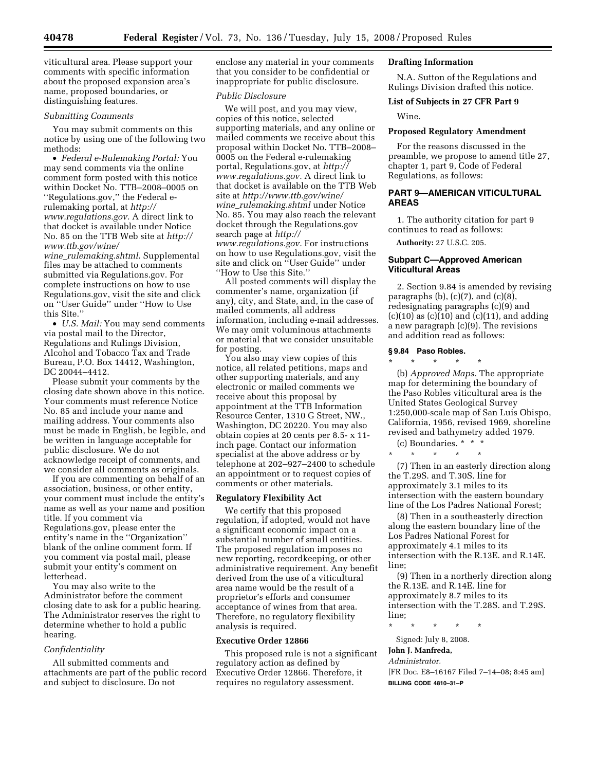viticultural area. Please support your comments with specific information about the proposed expansion area's name, proposed boundaries, or distinguishing features.

*Submitting Comments*

You may submit comments on this notice by using one of the following two methods:

- *Federal e-Rulemaking Portal:* You may send comments via the online comment form posted with this notice within Docket No. TTB–2008–0005 on ''Regulations.gov,'' the Federal e-rulemaking portal, at *http://www.regulations.gov*. A direct link to that docket is available under Notice No. 85 on the TTB Web site at *http://www.ttb.gov/wine/wine_rulemaking.shtml*. Supplemental files may be attached to comments submitted via Regulations.gov. For complete instructions on how to use Regulations.gov, visit the site and click on ''User Guide'' under ''How to Use this Site.''
- *U.S. Mail:* You may send comments via postal mail to the Director, Regulations and Rulings Division, Alcohol and Tobacco Tax and Trade Bureau, P.O. Box 14412, Washington, DC 20044–4412.

Please submit your comments by the closing date shown above in this notice. Your comments must reference Notice No. 85 and include your name and mailing address. Your comments also must be made in English, be legible, and be written in language acceptable for public disclosure. We do not acknowledge receipt of comments, and we consider all comments as originals.

If you are commenting on behalf of an association, business, or other entity, your comment must include the entity's name as well as your name and position title. If you comment via Regulations.gov, please enter the entity's name in the ''Organization'' blank of the online comment form. If you comment via postal mail, please submit your entity's comment on letterhead.

You may also write to the Administrator before the comment closing date to ask for a public hearing. The Administrator reserves the right to determine whether to hold a public hearing.

*Confidentiality*

All submitted comments and attachments are part of the public record and subject to disclosure. Do not enclose any material in your comments that you consider to be confidential or inappropriate for public disclosure.

*Public Disclosure*

We will post, and you may view, copies of this notice, selected supporting materials, and any online or mailed comments we receive about this proposal within Docket No. TTB–2008–0005 on the Federal e-rulemaking portal, Regulations.gov, at *http://www.regulations.gov*. A direct link to that docket is available on the TTB Web site at *http://www.ttb.gov/wine/wine_rulemaking.shtml* under Notice No. 85. You may also reach the relevant docket through the Regulations.gov search page at *http://www.regulations.gov*. For instructions on how to use Regulations.gov, visit the site and click on ''User Guide'' under ''How to Use this Site.''

All posted comments will display the commenter's name, organization (if any), city, and State, and, in the case of mailed comments, all address information, including e-mail addresses. We may omit voluminous attachments or material that we consider unsuitable for posting.

You also may view copies of this notice, all related petitions, maps and other supporting materials, and any electronic or mailed comments we receive about this proposal by appointment at the TTB Information Resource Center, 1310 G Street, NW., Washington, DC 20220. You may also obtain copies at 20 cents per 8.5- x 11-inch page. Contact our information specialist at the above address or by telephone at 202–927–2400 to schedule an appointment or to request copies of comments or other materials.

**Regulatory Flexibility Act**

We certify that this proposed regulation, if adopted, would not have a significant economic impact on a substantial number of small entities. The proposed regulation imposes no new reporting, recordkeeping, or other administrative requirement. Any benefit derived from the use of a viticultural area name would be the result of a proprietor's efforts and consumer acceptance of wines from that area. Therefore, no regulatory flexibility analysis is required.

**Executive Order 12866**

This proposed rule is not a significant regulatory action as defined by Executive Order 12866. Therefore, it requires no regulatory assessment.

**Drafting Information**

N.A. Sutton of the Regulations and Rulings Division drafted this notice.

**List of Subjects in 27 CFR Part 9**

Wine.

**Proposed Regulatory Amendment**

For the reasons discussed in the preamble, we propose to amend title 27, chapter 1, part 9, Code of Federal Regulations, as follows:

## PART 9—AMERICAN VITICULTURAL AREAS

1. The authority citation for part 9 continues to read as follows:

**Authority:** 27 U.S.C. 205.

### Subpart C—Approved American Viticultural Areas

2. Section 9.84 is amended by revising paragraphs (b), (c)(7), and (c)(8), redesignating paragraphs (c)(9) and (c)(10) as (c)(10) and (c)(11), and adding a new paragraph (c)(9). The revisions and addition read as follows:

**§ 9.84 Paso Robles.**

\* \* \* \* \*

(b) *Approved Maps.* The appropriate map for determining the boundary of the Paso Robles viticultural area is the United States Geological Survey 1:250,000-scale map of San Luis Obispo, California, 1956, revised 1969, shoreline revised and bathymetry added 1979.

(c) Boundaries. \* \* \*

\* \* \* \* \*

(7) Then in an easterly direction along the T.29S. and T.30S. line for approximately 3.1 miles to its intersection with the eastern boundary line of the Los Padres National Forest;

(8) Then in a southeasterly direction along the eastern boundary line of the Los Padres National Forest for approximately 4.1 miles to its intersection with the R.13E. and R.14E. line;

(9) Then in a northerly direction along the R.13E. and R.14E. line for approximately 8.7 miles to its intersection with the T.28S. and T.29S. line;

\* \* \* \* \*

Signed: July 8, 2008.

**John J. Manfreda,**

*Administrator.*

[FR Doc. E8–16167 Filed 7–14–08; 8:45 am]

**BILLING CODE 4810–31–P**